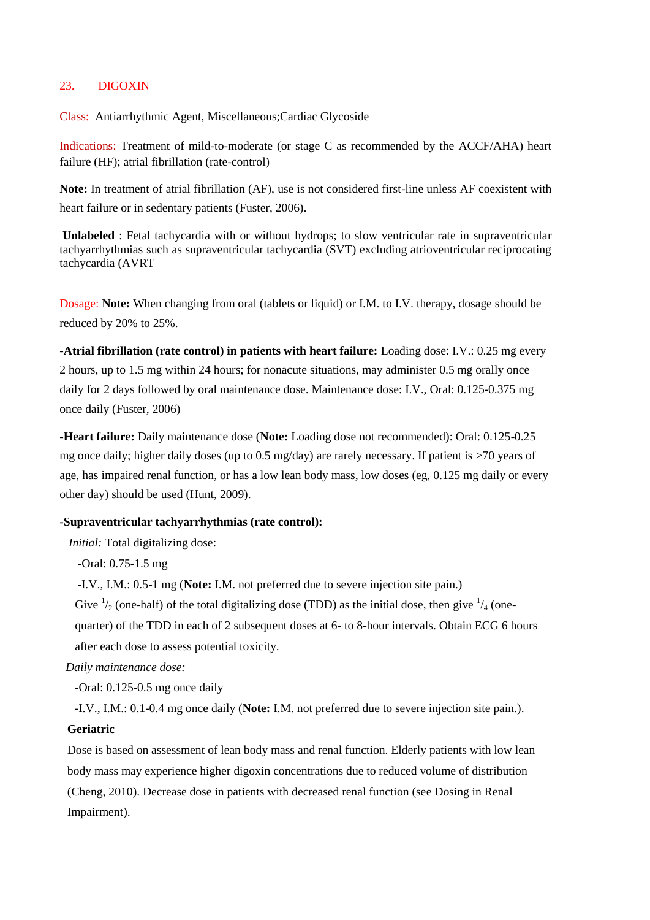## 23. DIGOXIN

Class: Antiarrhythmic Agent, Miscellaneous;Cardiac Glycoside

Indications: Treatment of mild-to-moderate (or stage C as recommended by the ACCF/AHA) heart failure (HF); atrial fibrillation (rate-control)

**Note:** In treatment of atrial fibrillation (AF), use is not considered first-line unless AF coexistent with heart failure or in sedentary patients (Fuster, 2006).

**Unlabeled** : Fetal tachycardia with or without hydrops; to slow ventricular rate in supraventricular tachyarrhythmias such as supraventricular tachycardia (SVT) excluding atrioventricular reciprocating tachycardia (AVRT

Dosage: **Note:** When changing from oral (tablets or liquid) or I.M. to I.V. therapy, dosage should be reduced by 20% to 25%.

**-Atrial fibrillation (rate control) in patients with heart failure:** Loading dose: I.V.: 0.25 mg every 2 hours, up to 1.5 mg within 24 hours; for nonacute situations, may administer 0.5 mg orally once daily for 2 days followed by oral maintenance dose. Maintenance dose: I.V., Oral: 0.125-0.375 mg once daily (Fuster, 2006)

**-Heart failure:** Daily maintenance dose (**Note:** Loading dose not recommended): Oral: 0.125-0.25 mg once daily; higher daily doses (up to 0.5 mg/day) are rarely necessary. If patient is >70 years of age, has impaired renal function, or has a low lean body mass, low doses (eg, 0.125 mg daily or every other day) should be used (Hunt, 2009).

**-Supraventricular tachyarrhythmias (rate control):**

*Initial:* Total digitalizing dose:

-Oral: 0.75-1.5 mg

-I.V., I.M.: 0.5-1 mg (**Note:** I.M. not preferred due to severe injection site pain.)

Give $^{1}/_{2}$ (one-half) of the total digitalizing dose (TDD) as the initial dose, then give $^{1}/_{4}$ (one-quarter) of the TDD in each of 2 subsequent doses at 6- to 8-hour intervals. Obtain ECG 6 hours after each dose to assess potential toxicity.

*Daily maintenance dose:*

-Oral: 0.125-0.5 mg once daily

-I.V., I.M.: 0.1-0.4 mg once daily (**Note:** I.M. not preferred due to severe injection site pain.).

**Geriatric**

Dose is based on assessment of lean body mass and renal function. Elderly patients with low lean body mass may experience higher digoxin concentrations due to reduced volume of distribution (Cheng, 2010). Decrease dose in patients with decreased renal function (see Dosing in Renal Impairment).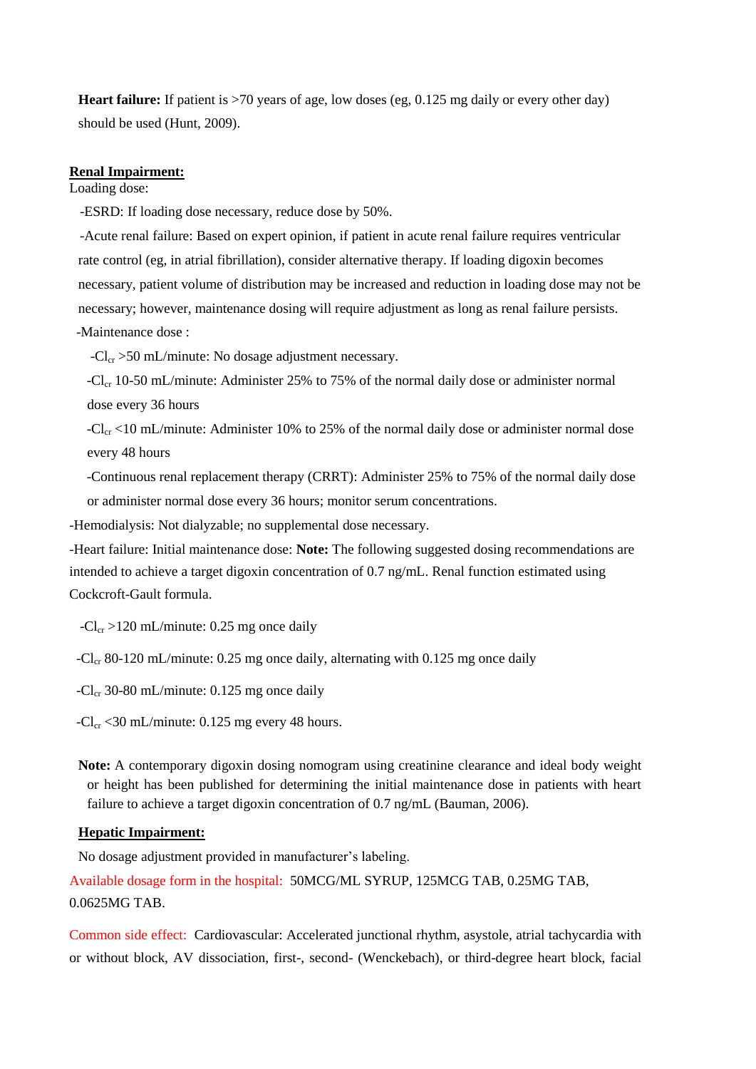**Heart failure:** If patient is >70 years of age, low doses (eg, 0.125 mg daily or every other day) should be used (Hunt, 2009).

**Renal Impairment:**

Loading dose:

-ESRD: If loading dose necessary, reduce dose by 50%.

-Acute renal failure: Based on expert opinion, if patient in acute renal failure requires ventricular rate control (eg, in atrial fibrillation), consider alternative therapy. If loading digoxin becomes necessary, patient volume of distribution may be increased and reduction in loading dose may not be necessary; however, maintenance dosing will require adjustment as long as renal failure persists.

-Maintenance dose :

-$Cl_{cr}$ >50 mL/minute: No dosage adjustment necessary.

-$Cl_{cr}$ 10-50 mL/minute: Administer 25% to 75% of the normal daily dose or administer normal dose every 36 hours

-$Cl_{cr}$ <10 mL/minute: Administer 10% to 25% of the normal daily dose or administer normal dose every 48 hours

-Continuous renal replacement therapy (CRRT): Administer 25% to 75% of the normal daily dose or administer normal dose every 36 hours; monitor serum concentrations.

-Hemodialysis: Not dialyzable; no supplemental dose necessary.

-Heart failure: Initial maintenance dose: **Note:** The following suggested dosing recommendations are intended to achieve a target digoxin concentration of 0.7 ng/mL. Renal function estimated using Cockcroft-Gault formula.

-$Cl_{cr}$ >120 mL/minute: 0.25 mg once daily

-$Cl_{cr}$ 80-120 mL/minute: 0.25 mg once daily, alternating with 0.125 mg once daily

-$Cl_{cr}$ 30-80 mL/minute: 0.125 mg once daily

-$Cl_{cr}$ <30 mL/minute: 0.125 mg every 48 hours.

**Note:** A contemporary digoxin dosing nomogram using creatinine clearance and ideal body weight or height has been published for determining the initial maintenance dose in patients with heart failure to achieve a target digoxin concentration of 0.7 ng/mL (Bauman, 2006).

**Hepatic Impairment:**

No dosage adjustment provided in manufacturer's labeling.

Available dosage form in the hospital: 50MCG/ML SYRUP, 125MCG TAB, 0.25MG TAB, 0.0625MG TAB.

Common side effect: Cardiovascular: Accelerated junctional rhythm, asystole, atrial tachycardia with or without block, AV dissociation, first-, second- (Wenckebach), or third-degree heart block, facial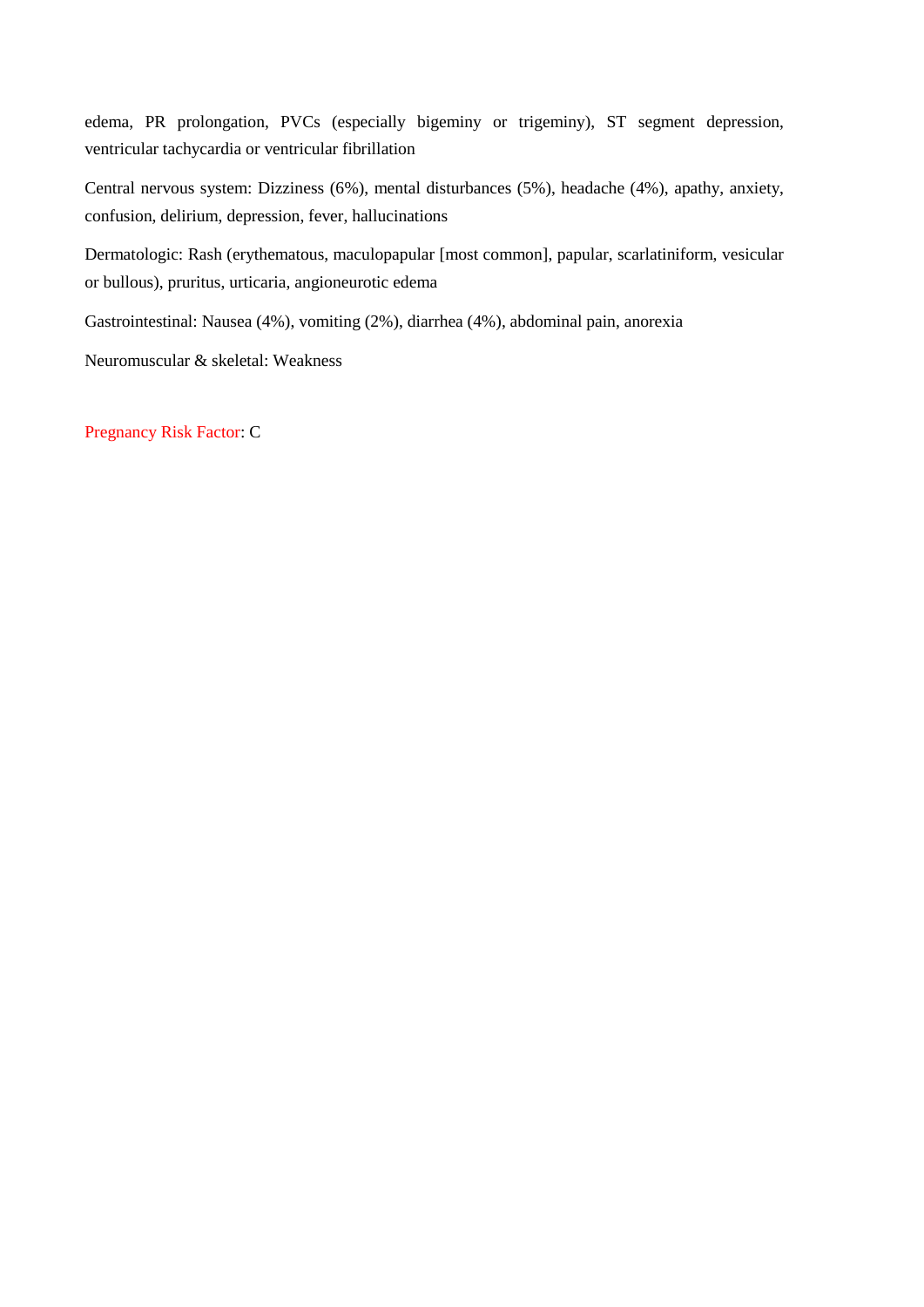edema, PR prolongation, PVCs (especially bigeminy or trigeminy), ST segment depression, ventricular tachycardia or ventricular fibrillation

Central nervous system: Dizziness (6%), mental disturbances (5%), headache (4%), apathy, anxiety, confusion, delirium, depression, fever, hallucinations

Dermatologic: Rash (erythematous, maculopapular [most common], papular, scarlatiniform, vesicular or bullous), pruritus, urticaria, angioneurotic edema

Gastrointestinal: Nausea (4%), vomiting (2%), diarrhea (4%), abdominal pain, anorexia

Neuromuscular & skeletal: Weakness

Pregnancy Risk Factor: C